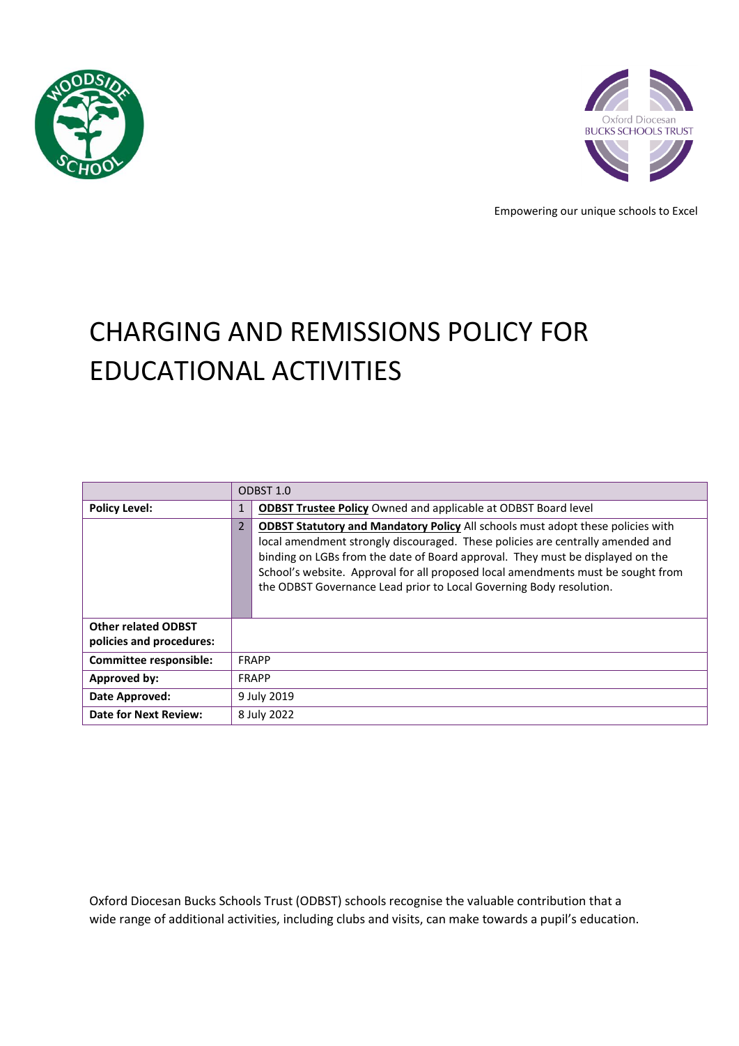Empowering our unique schools to Excel

# CHARGING AND REMISSIONS POLICY FOR EDUCATIONAL ACTIVITIES

| | ODBST 1.0 | |
|---|---|---|
| **Policy Level:** | 1 | **ODBST Trustee Policy** Owned and applicable at ODBST Board level |
| | 2 | **ODBST Statutory and Mandatory Policy** All schools must adopt these policies with local amendment strongly discouraged. These policies are centrally amended and binding on LGBs from the date of Board approval. They must be displayed on the School's website. Approval for all proposed local amendments must be sought from the ODBST Governance Lead prior to Local Governing Body resolution. |
| **Other related ODBST policies and procedures:** | | |
| **Committee responsible:** | FRAPP | |
| **Approved by:** | FRAPP | |
| **Date Approved:** | 9 July 2019 | |
| **Date for Next Review:** | 8 July 2022 | |

Oxford Diocesan Bucks Schools Trust (ODBST) schools recognise the valuable contribution that a wide range of additional activities, including clubs and visits, can make towards a pupil's education.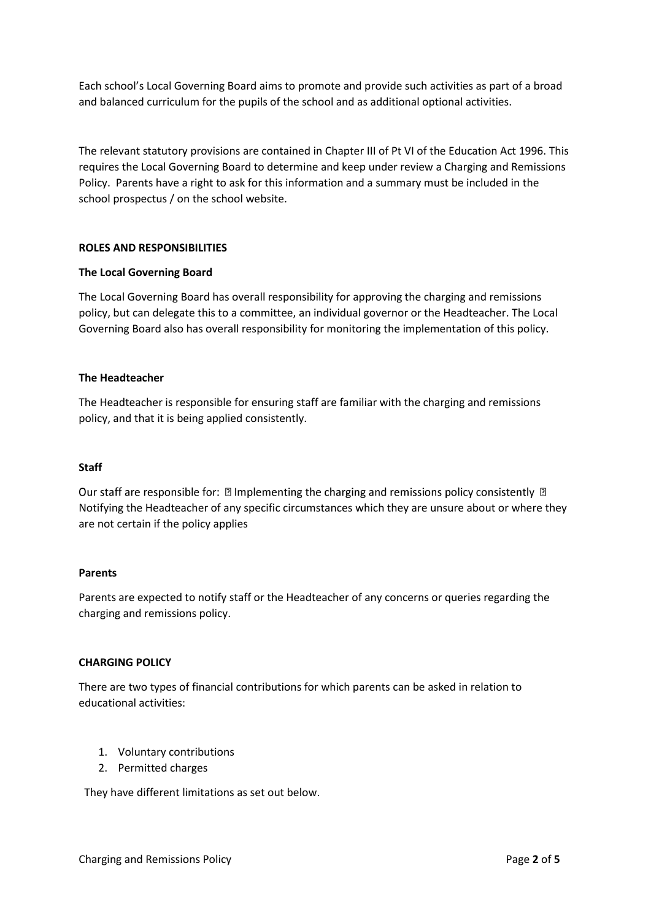Each school's Local Governing Board aims to promote and provide such activities as part of a broad and balanced curriculum for the pupils of the school and as additional optional activities.

The relevant statutory provisions are contained in Chapter III of Pt VI of the Education Act 1996. This requires the Local Governing Board to determine and keep under review a Charging and Remissions Policy. Parents have a right to ask for this information and a summary must be included in the school prospectus / on the school website.

## ROLES AND RESPONSIBILITIES

### The Local Governing Board

The Local Governing Board has overall responsibility for approving the charging and remissions policy, but can delegate this to a committee, an individual governor or the Headteacher. The Local Governing Board also has overall responsibility for monitoring the implementation of this policy.

### The Headteacher

The Headteacher is responsible for ensuring staff are familiar with the charging and remissions policy, and that it is being applied consistently.

### Staff

Our staff are responsible for:

- Implementing the charging and remissions policy consistently
- Notifying the Headteacher of any specific circumstances which they are unsure about or where they are not certain if the policy applies

### Parents

Parents are expected to notify staff or the Headteacher of any concerns or queries regarding the charging and remissions policy.

## CHARGING POLICY

There are two types of financial contributions for which parents can be asked in relation to educational activities:

1. Voluntary contributions
2. Permitted charges

They have different limitations as set out below.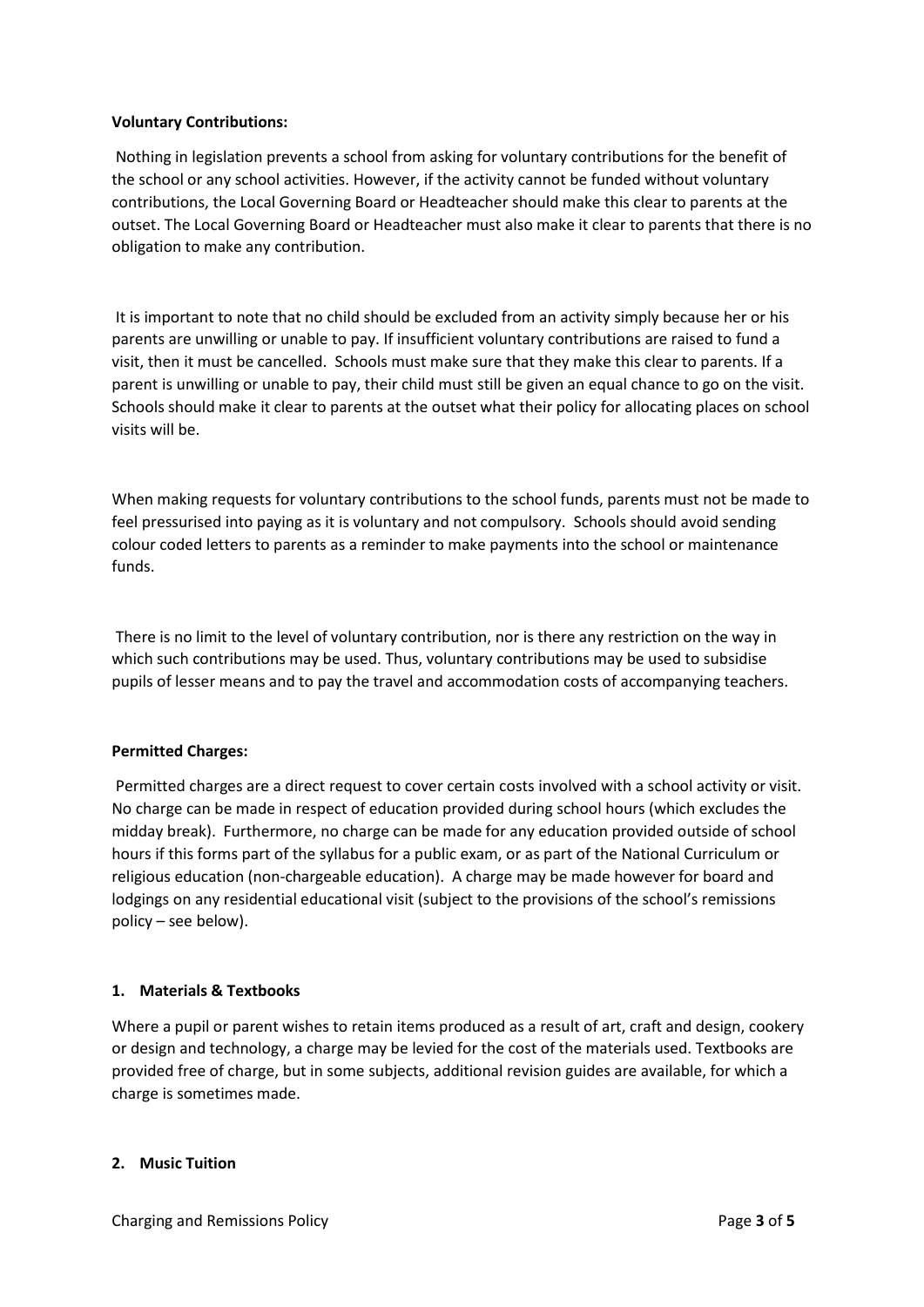**Voluntary Contributions:**

Nothing in legislation prevents a school from asking for voluntary contributions for the benefit of the school or any school activities. However, if the activity cannot be funded without voluntary contributions, the Local Governing Board or Headteacher should make this clear to parents at the outset. The Local Governing Board or Headteacher must also make it clear to parents that there is no obligation to make any contribution.

It is important to note that no child should be excluded from an activity simply because her or his parents are unwilling or unable to pay. If insufficient voluntary contributions are raised to fund a visit, then it must be cancelled. Schools must make sure that they make this clear to parents. If a parent is unwilling or unable to pay, their child must still be given an equal chance to go on the visit. Schools should make it clear to parents at the outset what their policy for allocating places on school visits will be.

When making requests for voluntary contributions to the school funds, parents must not be made to feel pressurised into paying as it is voluntary and not compulsory. Schools should avoid sending colour coded letters to parents as a reminder to make payments into the school or maintenance funds.

There is no limit to the level of voluntary contribution, nor is there any restriction on the way in which such contributions may be used. Thus, voluntary contributions may be used to subsidise pupils of lesser means and to pay the travel and accommodation costs of accompanying teachers.

**Permitted Charges:**

Permitted charges are a direct request to cover certain costs involved with a school activity or visit. No charge can be made in respect of education provided during school hours (which excludes the midday break). Furthermore, no charge can be made for any education provided outside of school hours if this forms part of the syllabus for a public exam, or as part of the National Curriculum or religious education (non-chargeable education). A charge may be made however for board and lodgings on any residential educational visit (subject to the provisions of the school's remissions policy – see below).

**1. Materials & Textbooks**

Where a pupil or parent wishes to retain items produced as a result of art, craft and design, cookery or design and technology, a charge may be levied for the cost of the materials used. Textbooks are provided free of charge, but in some subjects, additional revision guides are available, for which a charge is sometimes made.

**2. Music Tuition**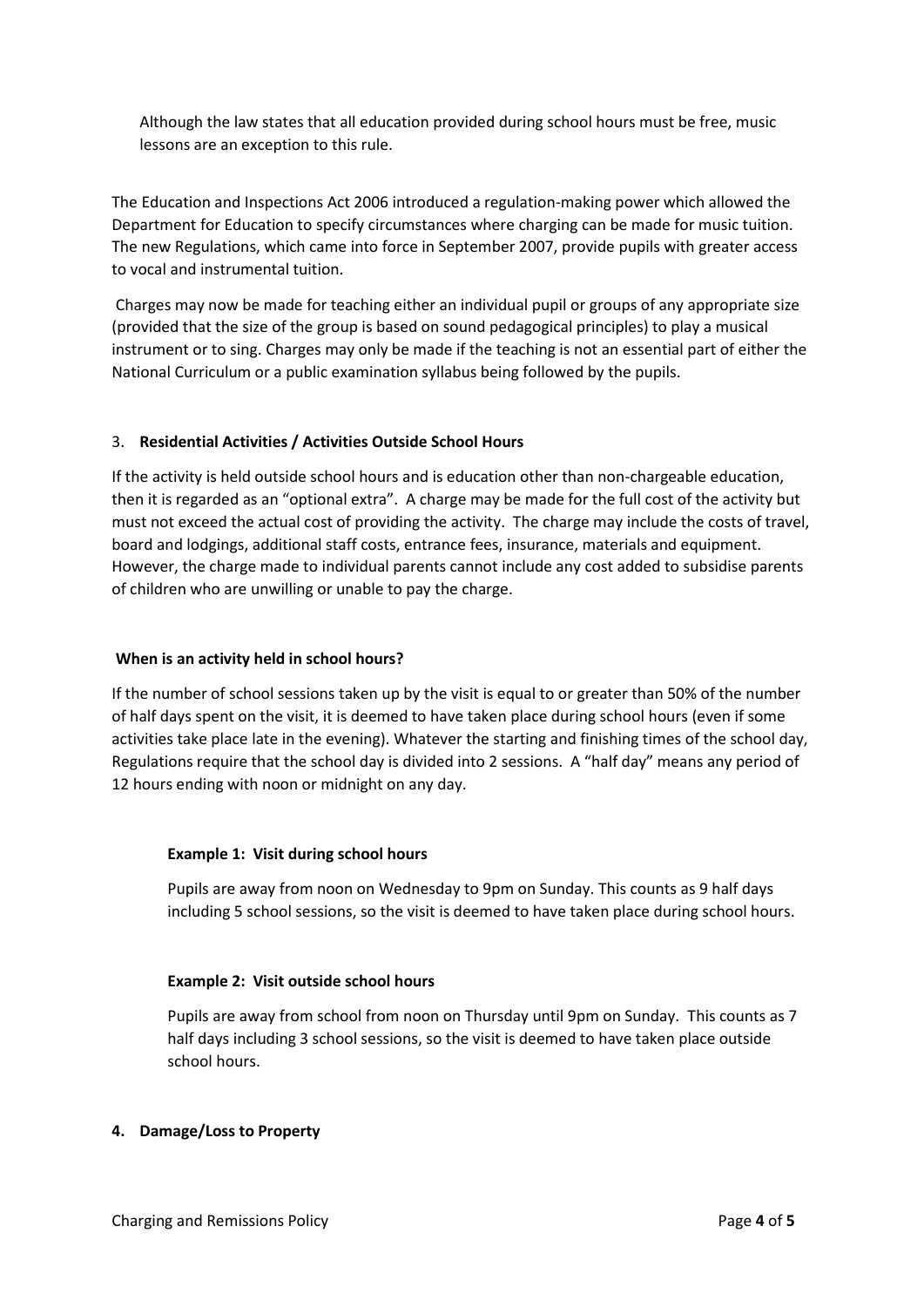Although the law states that all education provided during school hours must be free, music lessons are an exception to this rule.

The Education and Inspections Act 2006 introduced a regulation-making power which allowed the Department for Education to specify circumstances where charging can be made for music tuition. The new Regulations, which came into force in September 2007, provide pupils with greater access to vocal and instrumental tuition.

Charges may now be made for teaching either an individual pupil or groups of any appropriate size (provided that the size of the group is based on sound pedagogical principles) to play a musical instrument or to sing. Charges may only be made if the teaching is not an essential part of either the National Curriculum or a public examination syllabus being followed by the pupils.

3. **Residential Activities / Activities Outside School Hours**

If the activity is held outside school hours and is education other than non-chargeable education, then it is regarded as an "optional extra". A charge may be made for the full cost of the activity but must not exceed the actual cost of providing the activity. The charge may include the costs of travel, board and lodgings, additional staff costs, entrance fees, insurance, materials and equipment. However, the charge made to individual parents cannot include any cost added to subsidise parents of children who are unwilling or unable to pay the charge.

**When is an activity held in school hours?**

If the number of school sessions taken up by the visit is equal to or greater than 50% of the number of half days spent on the visit, it is deemed to have taken place during school hours (even if some activities take place late in the evening). Whatever the starting and finishing times of the school day, Regulations require that the school day is divided into 2 sessions. A "half day" means any period of 12 hours ending with noon or midnight on any day.

**Example 1: Visit during school hours**

Pupils are away from noon on Wednesday to 9pm on Sunday. This counts as 9 half days including 5 school sessions, so the visit is deemed to have taken place during school hours.

**Example 2: Visit outside school hours**

Pupils are away from school from noon on Thursday until 9pm on Sunday. This counts as 7 half days including 3 school sessions, so the visit is deemed to have taken place outside school hours.

**4. Damage/Loss to Property**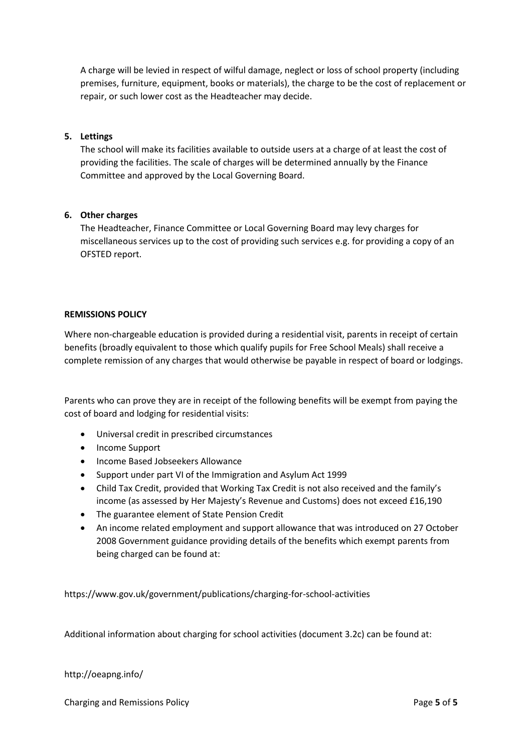A charge will be levied in respect of wilful damage, neglect or loss of school property (including premises, furniture, equipment, books or materials), the charge to be the cost of replacement or repair, or such lower cost as the Headteacher may decide.

5. **Lettings**

The school will make its facilities available to outside users at a charge of at least the cost of providing the facilities. The scale of charges will be determined annually by the Finance Committee and approved by the Local Governing Board.

6. **Other charges**

The Headteacher, Finance Committee or Local Governing Board may levy charges for miscellaneous services up to the cost of providing such services e.g. for providing a copy of an OFSTED report.

**REMISSIONS POLICY**

Where non-chargeable education is provided during a residential visit, parents in receipt of certain benefits (broadly equivalent to those which qualify pupils for Free School Meals) shall receive a complete remission of any charges that would otherwise be payable in respect of board or lodgings.

Parents who can prove they are in receipt of the following benefits will be exempt from paying the cost of board and lodging for residential visits:

- Universal credit in prescribed circumstances
- Income Support
- Income Based Jobseekers Allowance
- Support under part VI of the Immigration and Asylum Act 1999
- Child Tax Credit, provided that Working Tax Credit is not also received and the family's income (as assessed by Her Majesty's Revenue and Customs) does not exceed £16,190
- The guarantee element of State Pension Credit
- An income related employment and support allowance that was introduced on 27 October 2008 Government guidance providing details of the benefits which exempt parents from being charged can be found at:

https://www.gov.uk/government/publications/charging-for-school-activities

Additional information about charging for school activities (document 3.2c) can be found at:

http://oeapng.info/